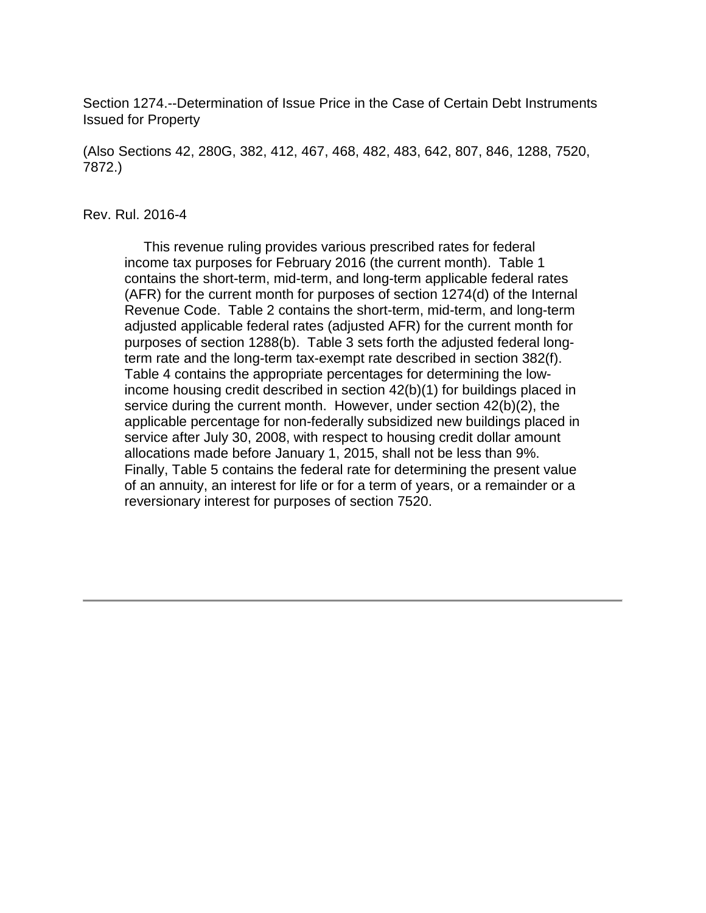Section 1274.--Determination of Issue Price in the Case of Certain Debt Instruments Issued for Property

(Also Sections 42, 280G, 382, 412, 467, 468, 482, 483, 642, 807, 846, 1288, 7520, 7872.)

Rev. Rul. 2016-4

This revenue ruling provides various prescribed rates for federal income tax purposes for February 2016 (the current month). Table 1 contains the short-term, mid-term, and long-term applicable federal rates (AFR) for the current month for purposes of section 1274(d) of the Internal Revenue Code. Table 2 contains the short-term, mid-term, and long-term adjusted applicable federal rates (adjusted AFR) for the current month for purposes of section 1288(b). Table 3 sets forth the adjusted federal long-term rate and the long-term tax-exempt rate described in section 382(f). Table 4 contains the appropriate percentages for determining the low-income housing credit described in section 42(b)(1) for buildings placed in service during the current month. However, under section 42(b)(2), the applicable percentage for non-federally subsidized new buildings placed in service after July 30, 2008, with respect to housing credit dollar amount allocations made before January 1, 2015, shall not be less than 9%. Finally, Table 5 contains the federal rate for determining the present value of an annuity, an interest for life or for a term of years, or a remainder or a reversionary interest for purposes of section 7520.

---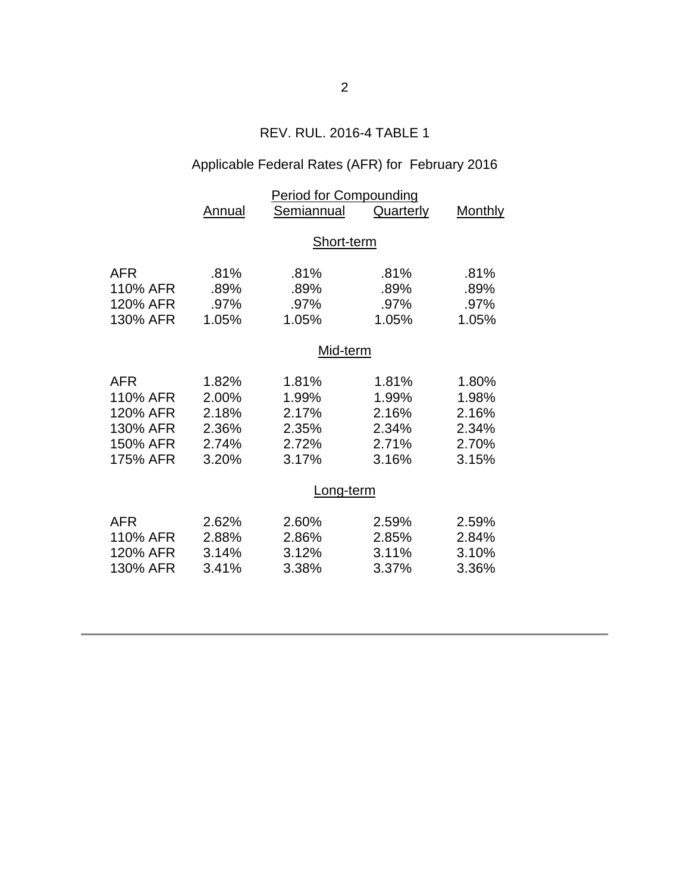REV. RUL. 2016-4 TABLE 1

Applicable Federal Rates (AFR) for February 2016

| | Period for Compounding | | | |
|---|---|---|---|---|
| | Annual | Semiannual | Quarterly | Monthly |
| | | **Short-term** | | |
| AFR | .81% | .81% | .81% | .81% |
| 110% AFR | .89% | .89% | .89% | .89% |
| 120% AFR | .97% | .97% | .97% | .97% |
| 130% AFR | 1.05% | 1.05% | 1.05% | 1.05% |
| | | **Mid-term** | | |
| AFR | 1.82% | 1.81% | 1.81% | 1.80% |
| 110% AFR | 2.00% | 1.99% | 1.99% | 1.98% |
| 120% AFR | 2.18% | 2.17% | 2.16% | 2.16% |
| 130% AFR | 2.36% | 2.35% | 2.34% | 2.34% |
| 150% AFR | 2.74% | 2.72% | 2.71% | 2.70% |
| 175% AFR | 3.20% | 3.17% | 3.16% | 3.15% |
| | | **Long-term** | | |
| AFR | 2.62% | 2.60% | 2.59% | 2.59% |
| 110% AFR | 2.88% | 2.86% | 2.85% | 2.84% |
| 120% AFR | 3.14% | 3.12% | 3.11% | 3.10% |
| 130% AFR | 3.41% | 3.38% | 3.37% | 3.36% |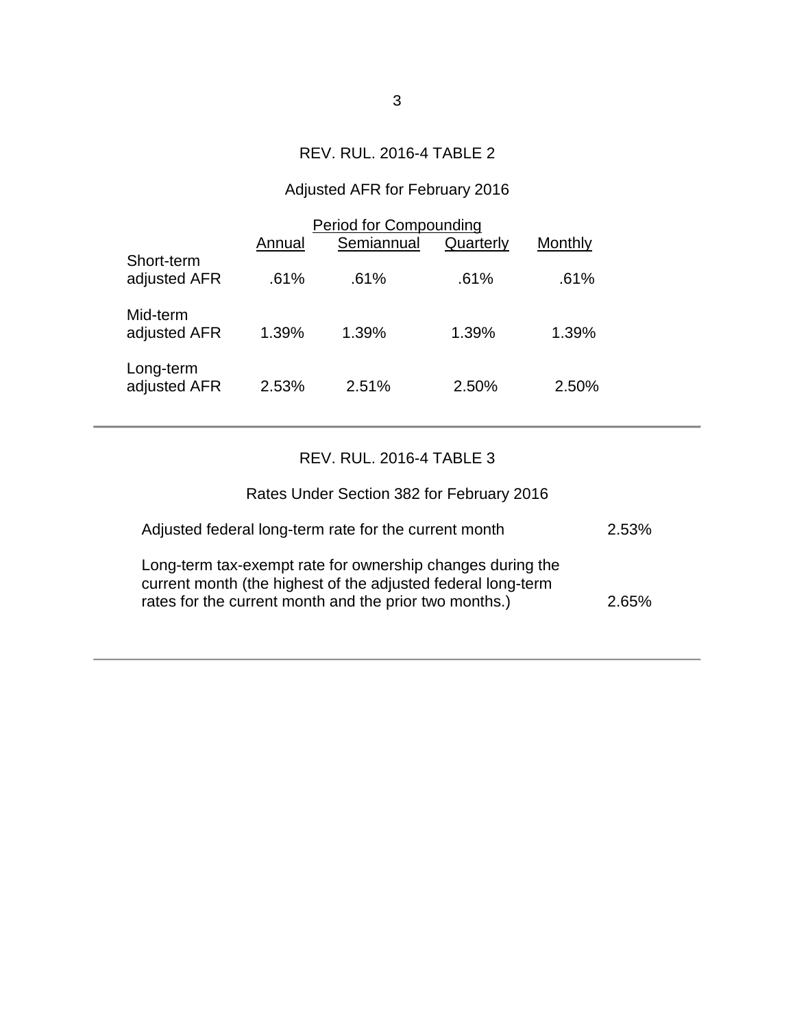## REV. RUL. 2016-4 TABLE 2

### Adjusted AFR for February 2016

| | Period for Compounding | | | |
|---|---|---|---|---|
| | Annual | Semiannual | Quarterly | Monthly |
| Short-term adjusted AFR | .61% | .61% | .61% | .61% |
| Mid-term adjusted AFR | 1.39% | 1.39% | 1.39% | 1.39% |
| Long-term adjusted AFR | 2.53% | 2.51% | 2.50% | 2.50% |

---

## REV. RUL. 2016-4 TABLE 3

### Rates Under Section 382 for February 2016

| | |
|---|---|
| Adjusted federal long-term rate for the current month | 2.53% |
| Long-term tax-exempt rate for ownership changes during the current month (the highest of the adjusted federal long-term rates for the current month and the prior two months.) | 2.65% |

---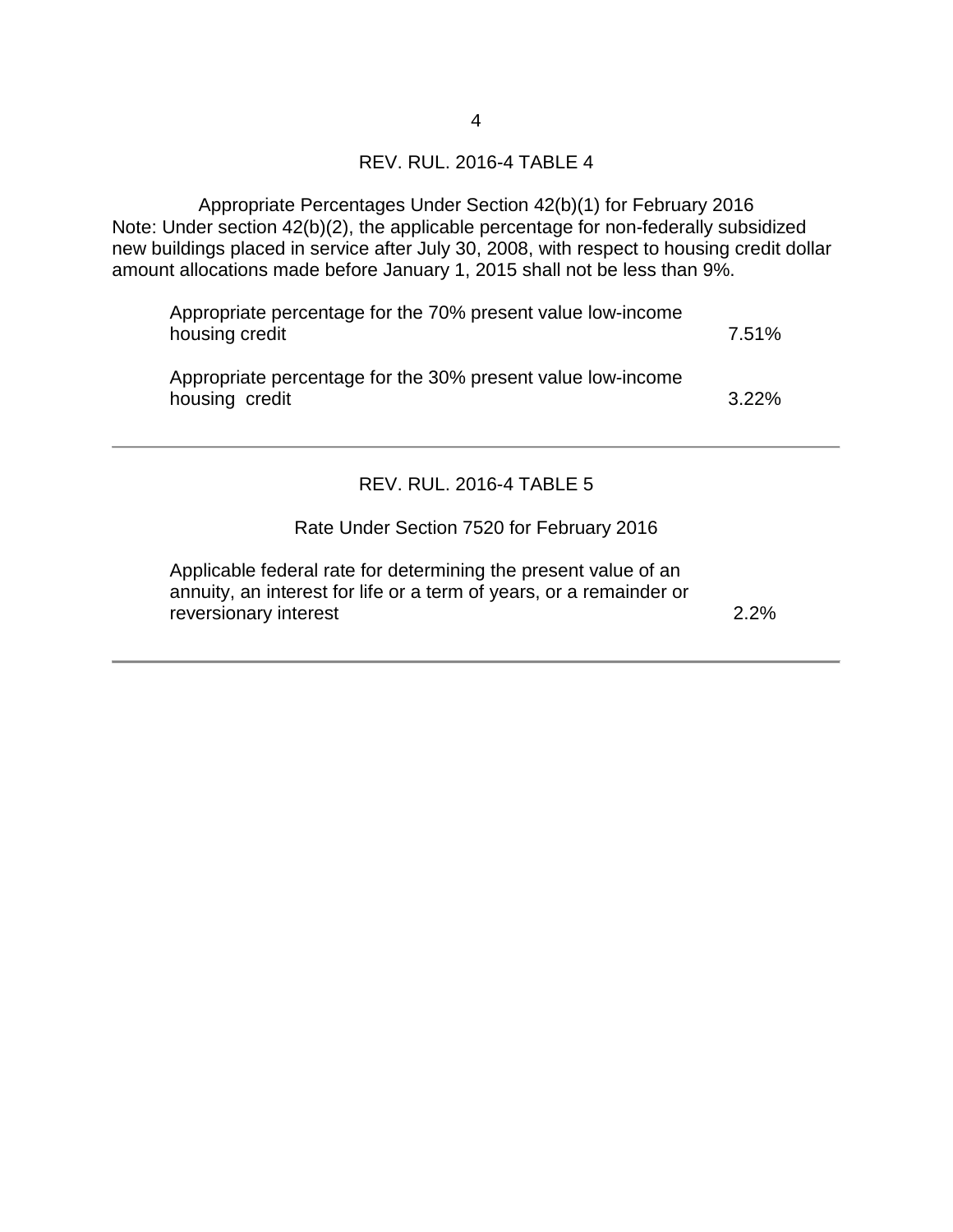## REV. RUL. 2016-4 TABLE 4

Appropriate Percentages Under Section 42(b)(1) for February 2016

Note: Under section 42(b)(2), the applicable percentage for non-federally subsidized new buildings placed in service after July 30, 2008, with respect to housing credit dollar amount allocations made before January 1, 2015 shall not be less than 9%.

| | |
|---|---|
| Appropriate percentage for the 70% present value low-income housing credit | 7.51% |
| Appropriate percentage for the 30% present value low-income housing credit | 3.22% |

---

## REV. RUL. 2016-4 TABLE 5

Rate Under Section 7520 for February 2016

| | |
|---|---|
| Applicable federal rate for determining the present value of an annuity, an interest for life or a term of years, or a remainder or reversionary interest | 2.2% |

---